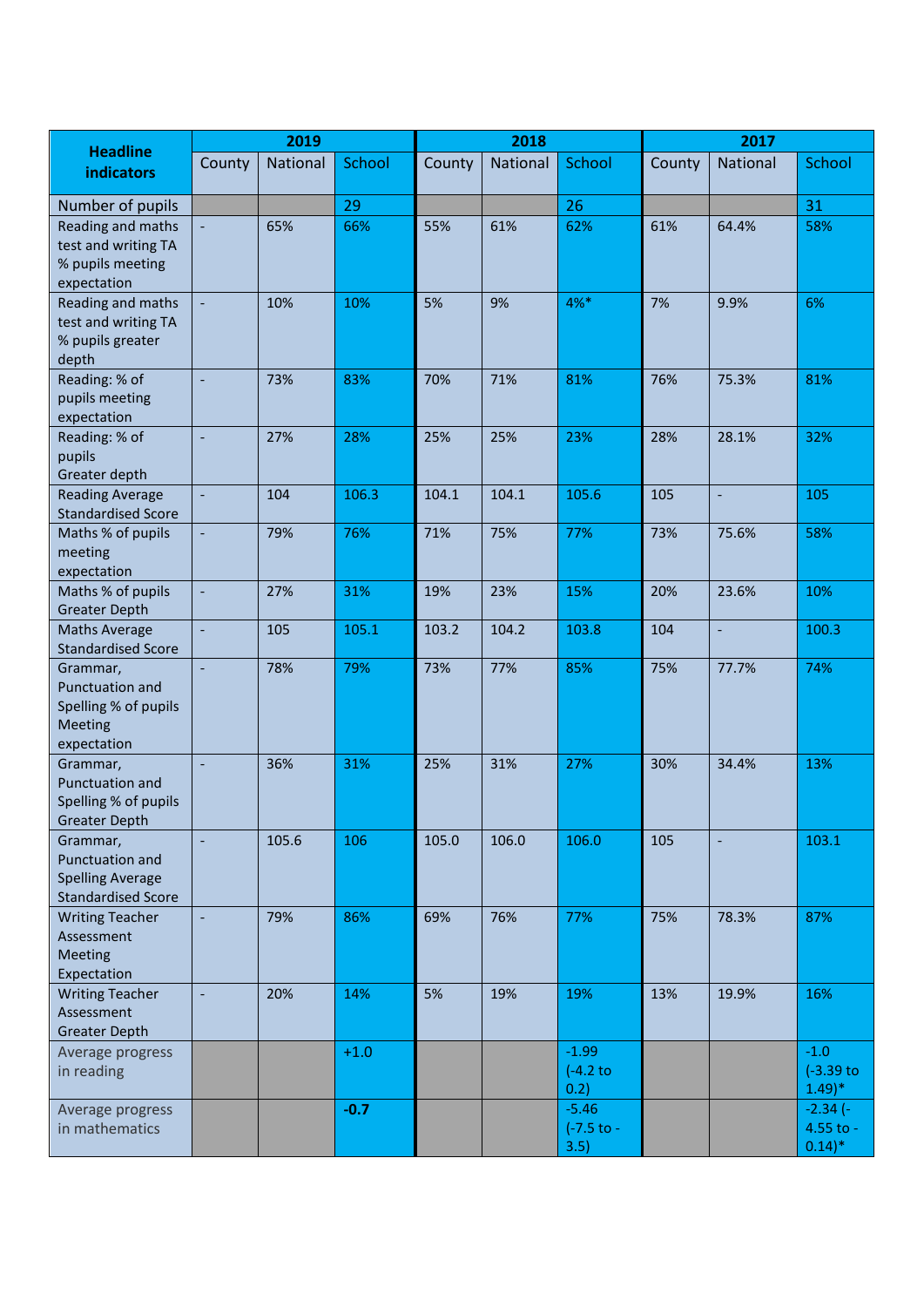| Headline indicators | 2019 | | | 2018 | | | 2017 | | |
|---|---|---|---|---|---|---|---|---|---|
| | County | National | School | County | National | School | County | National | School |
| Number of pupils | | | 29 | | | 26 | | | 31 |
| Reading and maths test and writing TA % pupils meeting expectation | - | 65% | 66% | 55% | 61% | 62% | 61% | 64.4% | 58% |
| Reading and maths test and writing TA % pupils greater depth | - | 10% | 10% | 5% | 9% | 4%* | 7% | 9.9% | 6% |
| Reading: % of pupils meeting expectation | - | 73% | 83% | 70% | 71% | 81% | 76% | 75.3% | 81% |
| Reading: % of pupils Greater depth | - | 27% | 28% | 25% | 25% | 23% | 28% | 28.1% | 32% |
| Reading Average Standardised Score | - | 104 | 106.3 | 104.1 | 104.1 | 105.6 | 105 | - | 105 |
| Maths % of pupils meeting expectation | - | 79% | 76% | 71% | 75% | 77% | 73% | 75.6% | 58% |
| Maths % of pupils Greater Depth | - | 27% | 31% | 19% | 23% | 15% | 20% | 23.6% | 10% |
| Maths Average Standardised Score | - | 105 | 105.1 | 103.2 | 104.2 | 103.8 | 104 | - | 100.3 |
| Grammar, Punctuation and Spelling % of pupils Meeting expectation | - | 78% | 79% | 73% | 77% | 85% | 75% | 77.7% | 74% |
| Grammar, Punctuation and Spelling % of pupils Greater Depth | - | 36% | 31% | 25% | 31% | 27% | 30% | 34.4% | 13% |
| Grammar, Punctuation and Spelling Average Standardised Score | - | 105.6 | 106 | 105.0 | 106.0 | 106.0 | 105 | - | 103.1 |
| Writing Teacher Assessment Meeting Expectation | - | 79% | 86% | 69% | 76% | 77% | 75% | 78.3% | 87% |
| Writing Teacher Assessment Greater Depth | - | 20% | 14% | 5% | 19% | 19% | 13% | 19.9% | 16% |
| Average progress in reading | | | +1.0 | | | -1.99 (-4.2 to 0.2) | | | -1.0 (-3.39 to 1.49)* |
| Average progress in mathematics | | | **-0.7** | | | -5.46 (-7.5 to -3.5) | | | -2.34 (-4.55 to -0.14)* |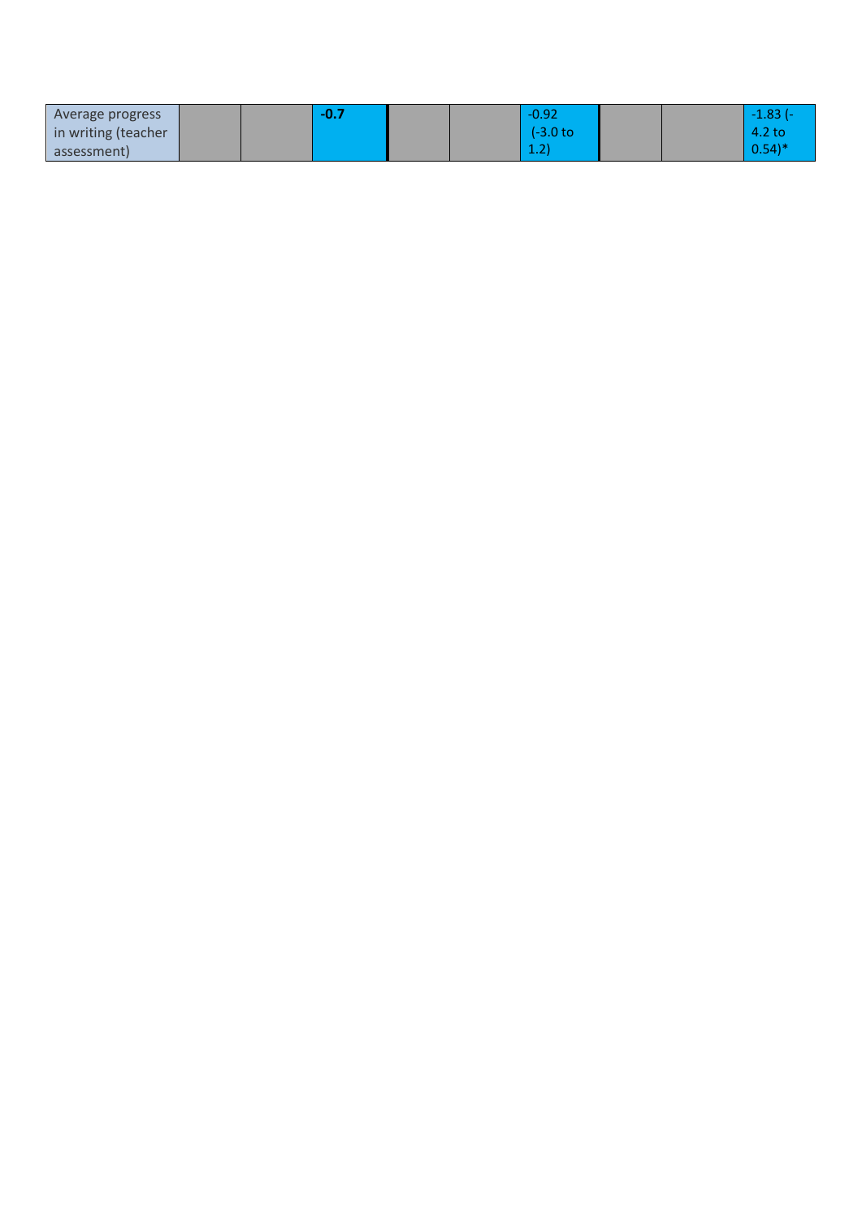| | | | | | | | | | |
|---|---|---|---|---|---|---|---|---|---|
| Average progress in writing (teacher assessment) | | | **-0.7** | | | -0.92 (-3.0 to 1.2) | | | -1.83 (-4.2 to 0.54)* |